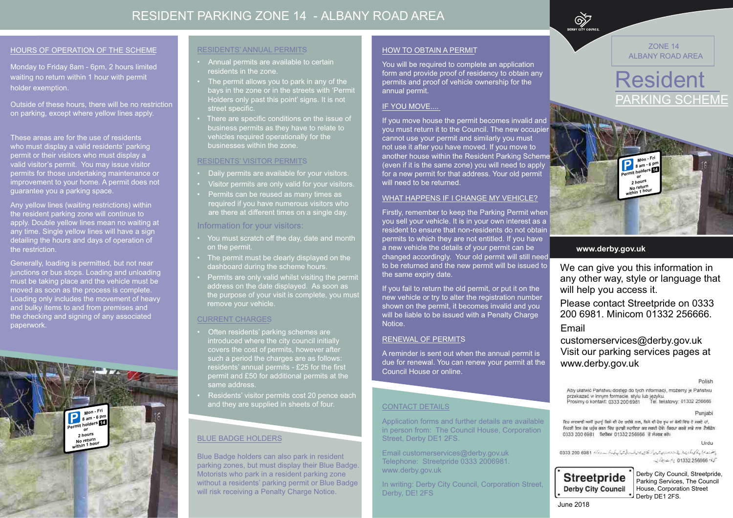# RESIDENT PARKING ZONE 14 - ALBANY ROAD AREA

## HOURS OF OPERATION OF THE SCHEME

Monday to Friday 8am - 6pm, 2 hours limited waiting no return within 1 hour with permit holder exemption.

Outside of these hours, there will be no restriction on parking, except where yellow lines apply.

These areas are for the use of residents who must display a valid residents' parking permit or their visitors who must display a valid visitor's permit. You may issue visitor permits for those undertaking maintenance or improvement to your home. A permit does not guarantee you a parking space.

Any yellow lines (waiting restrictions) within the resident parking zone will continue to apply. Double yellow lines mean no waiting at any time. Single yellow lines will have a sign detailing the hours and days of operation of the restriction.

Generally, loading is permitted, but not near junctions or bus stops. Loading and unloading must be taking place and the vehicle must be moved as soon as the process is complete. Loading only includes the movement of heavy and bulky items to and from premises and the checking and signing of any associated paperwork.

## RESIDENTS' ANNUAL PERMITS

- Annual permits are available to certain residents in the zone.
- The permit allows you to park in any of the bays in the zone or in the streets with 'Permit Holders only past this point' signs. It is not street specific.
- There are specific conditions on the issue of business permits as they have to relate to vehicles required operationally for the businesses within the zone.

## RESIDENTS' VISITOR PERMITS

- Daily permits are available for your visitors.
- Visitor permits are only valid for your visitors.
- Permits can be reused as many times as required if you have numerous visitors who are there at different times on a single day.

### Information for your visitors:

- You must scratch off the day, date and month on the permit.
- The permit must be clearly displayed on the dashboard during the scheme hours.
- Permits are only valid whilst visiting the permit address on the date displayed. As soon as the purpose of your visit is complete, you must remove your vehicle.

## CURRENT CHARGES

- Often residents' parking schemes are introduced where the city council initially covers the cost of permits, however after such a period the charges are as follows: residents' annual permits - £25 for the first permit and £50 for additional permits at the same address.
- Residents' visitor permits cost 20 pence each and they are supplied in sheets of four.

## BLUE BADGE HOLDERS

Blue Badge holders can also park in resident parking zones, but must display their Blue Badge. Motorists who park in a resident parking zone without a residents' parking permit or Blue Badge will risk receiving a Penalty Charge Notice.

## HOW TO OBTAIN A PERMIT

You will be required to complete an application form and provide proof of residency to obtain any permits and proof of vehicle ownership for the annual permit.

## IF YOU MOVE....

If you move house the permit becomes invalid and you must return it to the Council. The new occupier cannot use your permit and similarly you must not use it after you have moved. If you move to another house within the Resident Parking Scheme (even if it is the same zone) you will need to apply for a new permit for that address. Your old permit will need to be returned.

## WHAT HAPPENS IF I CHANGE MY VEHICLE?

Firstly, remember to keep the Parking Permit when you sell your vehicle. It is in your own interest as a resident to ensure that non-residents do not obtain permits to which they are not entitled. If you have a new vehicle the details of your permit can be changed accordingly. Your old permit will still need to be returned and the new permit will be issued to the same expiry date.

If you fail to return the old permit, or put it on the new vehicle or try to alter the registration number shown on the permit, it becomes invalid and you will be liable to be issued with a Penalty Charge Notice.

## RENEWAL OF PERMITS

A reminder is sent out when the annual permit is due for renewal. You can renew your permit at the Council House or online.

## CONTACT DETAILS

Application forms and further details are available in person from: The Council House, Corporation Street, Derby DE1 2FS.

Email customerservices@derby.gov.uk
Telephone: Streetpride 0333 2006981.
www.derby.gov.uk

In writing: Derby City Council, Corporation Street, Derby, DE! 2FS

DERBY CITY COUNCIL

ZONE 14
ALBANY ROAD AREA

# Resident
## PARKING SCHEME

**www.derby.gov.uk**

We can give you this information in any other way, style or language that will help you access it.

Please contact Streetpride on 0333 200 6981. Minicom 01332 256666.

Email customerservices@derby.gov.uk

Visit our parking services pages at www.derby.gov.uk

Polish

Aby ułatwić Państwu dostęp do tych informacji, możemy je Państwu przekazać w innym formacie, stylu lub języku.
Prosimy o kontakt: 0333 200 6981 Tel. tekstowy: 01332 256666

Punjabi

ਇਹ ਜਾਣਕਾਰੀ ਅਸੀਂ ਤੁਹਾਨੂੰ ਕਿਸੇ ਵੀ ਹੋਰ ਢੰਗ, ਕਿਸੇ ਵੀ ਹੋਰ ਰੂਪ ਜਾਂ ਬੋਲੀ ਵਿਚ ਦੇ ਸਕਦੇ ਹਾਂ, ਜਿਹੜੀ ਇਸ ਤਕ ਪਹੁੰਚ ਕਰਨ ਵਿਚ ਤੁਹਾਡੀ ਸਹਾਇਤਾ ਕਰ ਸਕਦੀ ਹੋਵੇ। ਕਿਰਪਾ ਕਰਕੇ ਸਾਡੇ ਨਾਲ ਟੈਲੀਫ਼ੋਨ 0333 200 6981 ਮਿਨੀਕਾਮ 01332 256666 ਤੇ ਸੰਪਰਕ ਕਰੋ।

Urdu

0333 200 6981 ... 01332 256666

Streetpride
Derby City Council

Derby City Council, Streetpride, Parking Services, The Council House, Corporation Street Derby DE1 2FS.

June 2018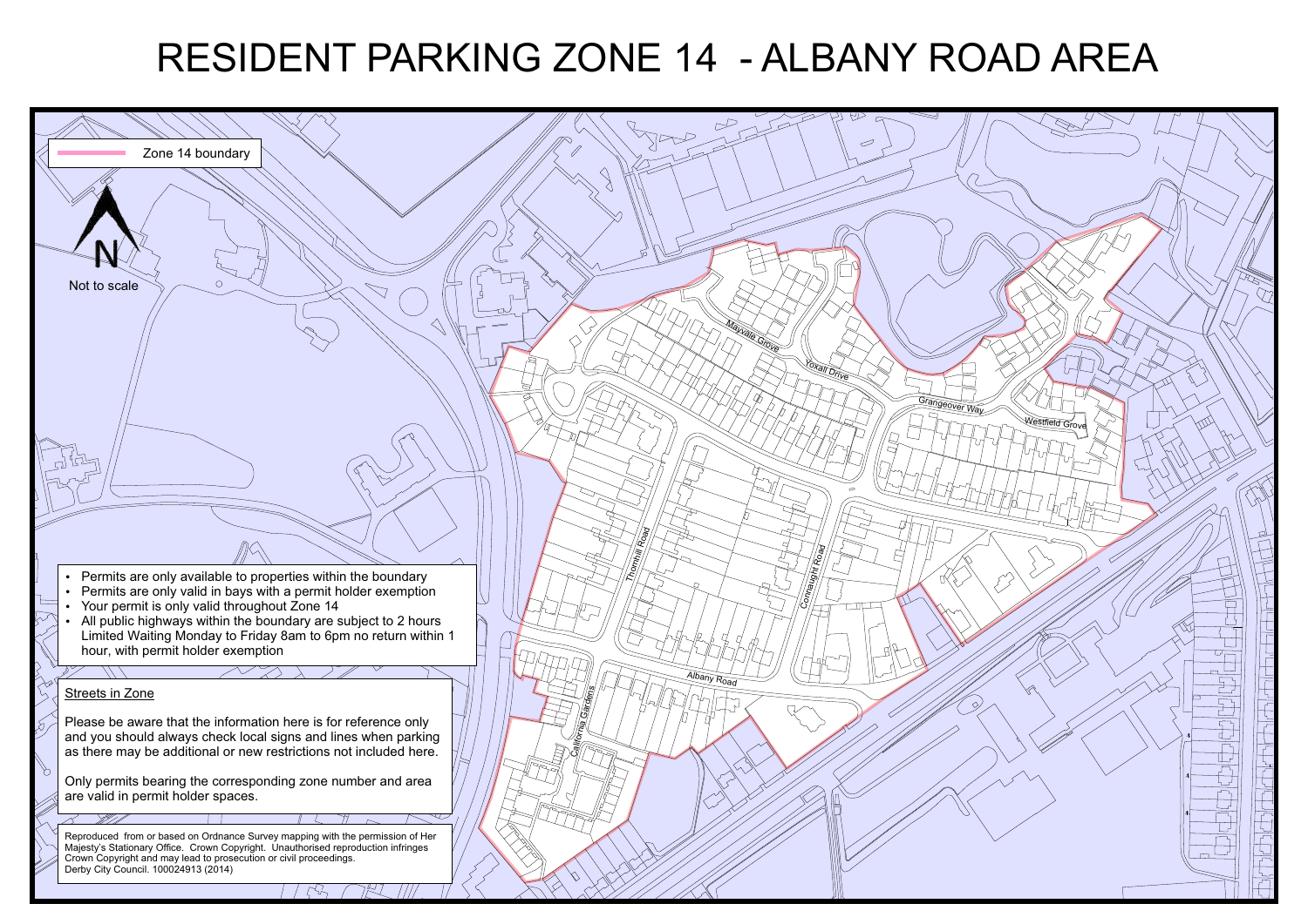# RESIDENT PARKING ZONE 14 - ALBANY ROAD AREA

Zone 14 boundary

N

Not to scale

Mayvale Grove

Yoxall Drive

Grangeover Way

Westfield Grove

Thornhill Road

Connaught Road

Albany Road

California Gardens

- Permits are only available to properties within the boundary
- Permits are only valid in bays with a permit holder exemption
- Your permit is only valid throughout Zone 14
- All public highways within the boundary are subject to 2 hours Limited Waiting Monday to Friday 8am to 6pm no return within 1 hour, with permit holder exemption

Streets in Zone

Please be aware that the information here is for reference only and you should always check local signs and lines when parking as there may be additional or new restrictions not included here.

Only permits bearing the corresponding zone number and area are valid in permit holder spaces.

Reproduced from or based on Ordnance Survey mapping with the permission of Her Majesty's Stationary Office. Crown Copyright. Unauthorised reproduction infringes Crown Copyright and may lead to prosecution or civil proceedings.
Derby City Council. 100024913 (2014)